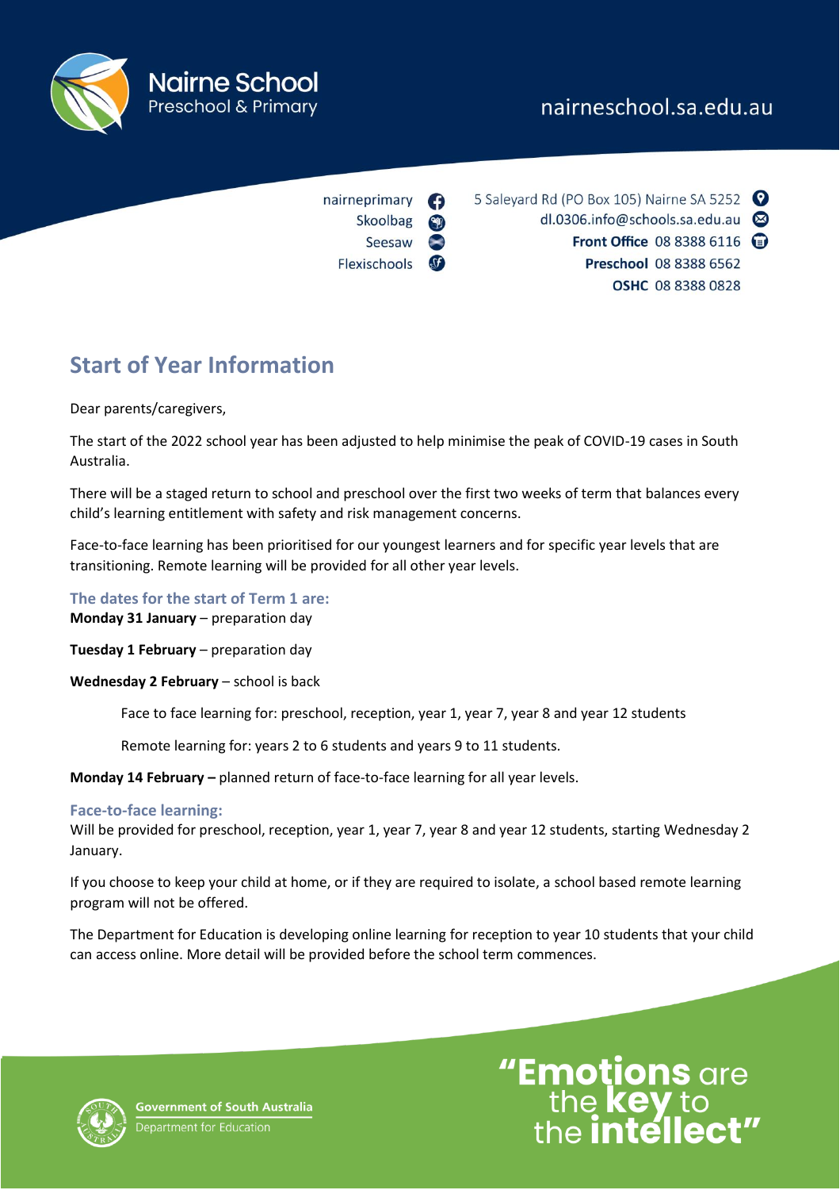# Nairne School
Preschool & Primary

nairneschool.sa.edu.au

nairneprimary
Skoolbag
Seesaw
Flexischools

5 Saleyard Rd (PO Box 105) Nairne SA 5252
dl.0306.info@schools.sa.edu.au
**Front Office** 08 8388 6116
**Preschool** 08 8388 6562
**OSHC** 08 8388 0828

## Start of Year Information

Dear parents/caregivers,

The start of the 2022 school year has been adjusted to help minimise the peak of COVID-19 cases in South Australia.

There will be a staged return to school and preschool over the first two weeks of term that balances every child's learning entitlement with safety and risk management concerns.

Face-to-face learning has been prioritised for our youngest learners and for specific year levels that are transitioning. Remote learning will be provided for all other year levels.

### The dates for the start of Term 1 are:

**Monday 31 January** – preparation day

**Tuesday 1 February** – preparation day

**Wednesday 2 February** – school is back

> Face to face learning for: preschool, reception, year 1, year 7, year 8 and year 12 students
>
> Remote learning for: years 2 to 6 students and years 9 to 11 students.

**Monday 14 February –** planned return of face-to-face learning for all year levels.

### Face-to-face learning:

Will be provided for preschool, reception, year 1, year 7, year 8 and year 12 students, starting Wednesday 2 January.

If you choose to keep your child at home, or if they are required to isolate, a school based remote learning program will not be offered.

The Department for Education is developing online learning for reception to year 10 students that your child can access online. More detail will be provided before the school term commences.

Government of South Australia
Department for Education

"Emotions are the key to the intellect"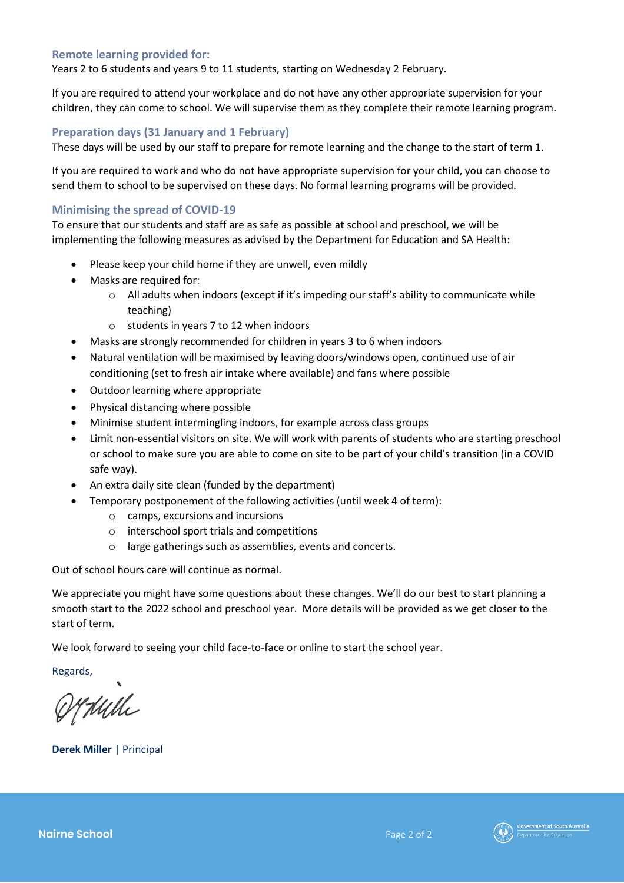### Remote learning provided for:

Years 2 to 6 students and years 9 to 11 students, starting on Wednesday 2 February.

If you are required to attend your workplace and do not have any other appropriate supervision for your children, they can come to school. We will supervise them as they complete their remote learning program.

### Preparation days (31 January and 1 February)

These days will be used by our staff to prepare for remote learning and the change to the start of term 1.

If you are required to work and who do not have appropriate supervision for your child, you can choose to send them to school to be supervised on these days. No formal learning programs will be provided.

### Minimising the spread of COVID-19

To ensure that our students and staff are as safe as possible at school and preschool, we will be implementing the following measures as advised by the Department for Education and SA Health:

- Please keep your child home if they are unwell, even mildly
- Masks are required for:
  - All adults when indoors (except if it's impeding our staff's ability to communicate while teaching)
  - students in years 7 to 12 when indoors
- Masks are strongly recommended for children in years 3 to 6 when indoors
- Natural ventilation will be maximised by leaving doors/windows open, continued use of air conditioning (set to fresh air intake where available) and fans where possible
- Outdoor learning where appropriate
- Physical distancing where possible
- Minimise student intermingling indoors, for example across class groups
- Limit non-essential visitors on site. We will work with parents of students who are starting preschool or school to make sure you are able to come on site to be part of your child's transition (in a COVID safe way).
- An extra daily site clean (funded by the department)
- Temporary postponement of the following activities (until week 4 of term):
  - camps, excursions and incursions
  - interschool sport trials and competitions
  - large gatherings such as assemblies, events and concerts.

Out of school hours care will continue as normal.

We appreciate you might have some questions about these changes. We'll do our best to start planning a smooth start to the 2022 school and preschool year. More details will be provided as we get closer to the start of term.

We look forward to seeing your child face-to-face or online to start the school year.

Regards,

**Derek Miller** | Principal